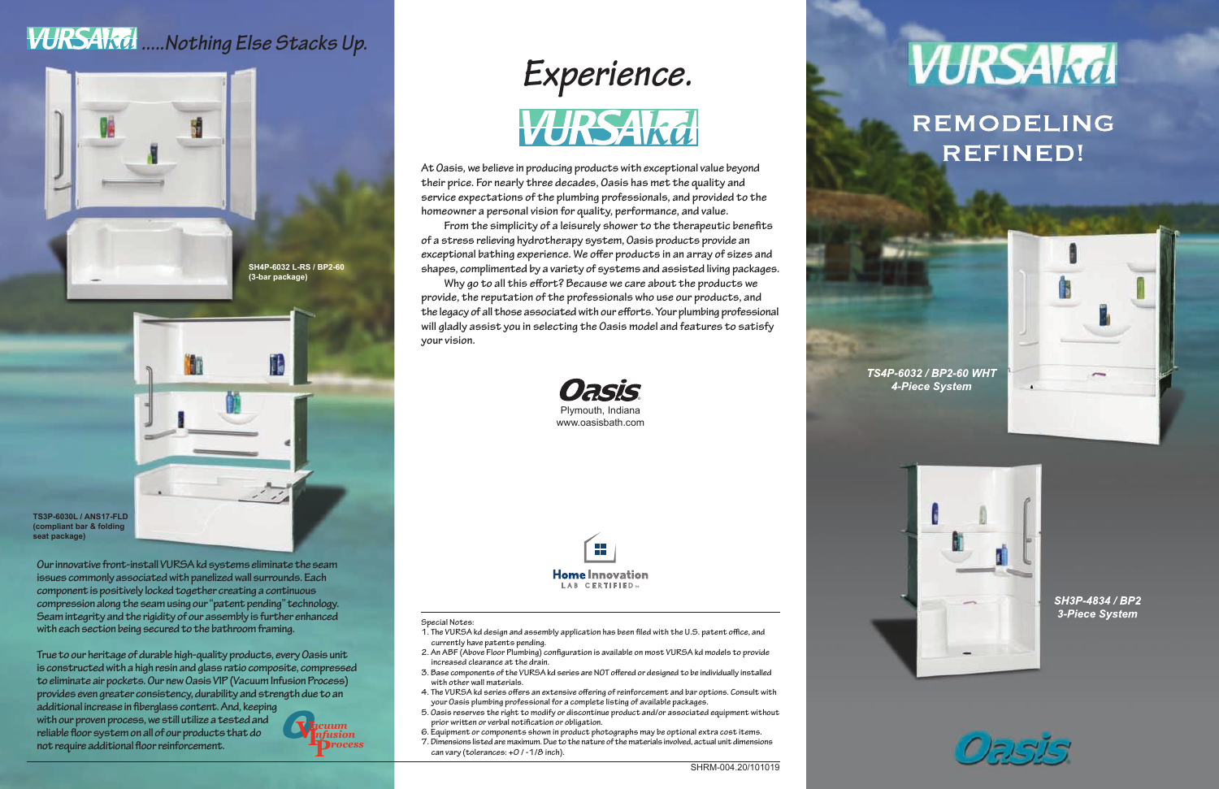# VURSA kd .....Nothing Else Stacks Up.

SH4P-6032 L-RS / BP2-60
(3-bar package)

TS3P-6030L / ANS17-FLD
(compliant bar & folding seat package)

Our innovative front-install VURSA kd systems eliminate the seam issues commonly associated with panelized wall surrounds. Each component is positively locked together creating a continuous compression along the seam using our "patent pending" technology. Seam integrity and the rigidity of our assembly is further enhanced with each section being secured to the bathroom framing.

True to our heritage of durable high-quality products, every Oasis unit is constructed with a high resin and glass ratio composite, compressed to eliminate air pockets. Our new Oasis VIP (Vacuum Infusion Process) provides even greater consistency, durability and strength due to an additional increase in fiberglass content. And, keeping with our proven process, we still utilize a tested and reliable floor system on all of our products that do not require additional floor reinforcement.

Vacuum Infusion Process

# Experience.

# VURSA kd

At Oasis, we believe in producing products with exceptional value beyond their price. For nearly three decades, Oasis has met the quality and service expectations of the plumbing professionals, and provided to the homeowner a personal vision for quality, performance, and value.

From the simplicity of a leisurely shower to the therapeutic benefits of a stress relieving hydrotherapy system, Oasis products provide an exceptional bathing experience. We offer products in an array of sizes and shapes, complimented by a variety of systems and assisted living packages.

Why go to all this effort? Because we care about the products we provide, the reputation of the professionals who use our products, and the legacy of all those associated with our efforts. Your plumbing professional will gladly assist you in selecting the Oasis model and features to satisfy your vision.

**Oasis**
Plymouth, Indiana
www.oasisbath.com

Home Innovation
LAB CERTIFIED

Special Notes:

1. The VURSA kd design and assembly application has been filed with the U.S. patent office, and currently have patents pending.
2. An ABF (Above Floor Plumbing) configuration is available on most VURSA kd models to provide increased clearance at the drain.
3. Base components of the VURSA kd series are NOT offered or designed to be individually installed with other wall materials.
4. The VURSA kd series offers an extensive offering of reinforcement and bar options. Consult with your Oasis plumbing professional for a complete listing of available packages.
5. Oasis reserves the right to modify or discontinue product and/or associated equipment without prior written or verbal notification or obligation.
6. Equipment or components shown in product photographs may be optional extra cost items.
7. Dimensions listed are maximum. Due to the nature of the materials involved, actual unit dimensions can vary (tolerances: +0 / -1/8 inch).

SHRM-004.20/101019

# VURSA kd

## REMODELING REFINED!

*TS4P-6032 / BP2-60 WHT*
*4-Piece System*

*SH3P-4834 / BP2*
*3-Piece System*

Oasis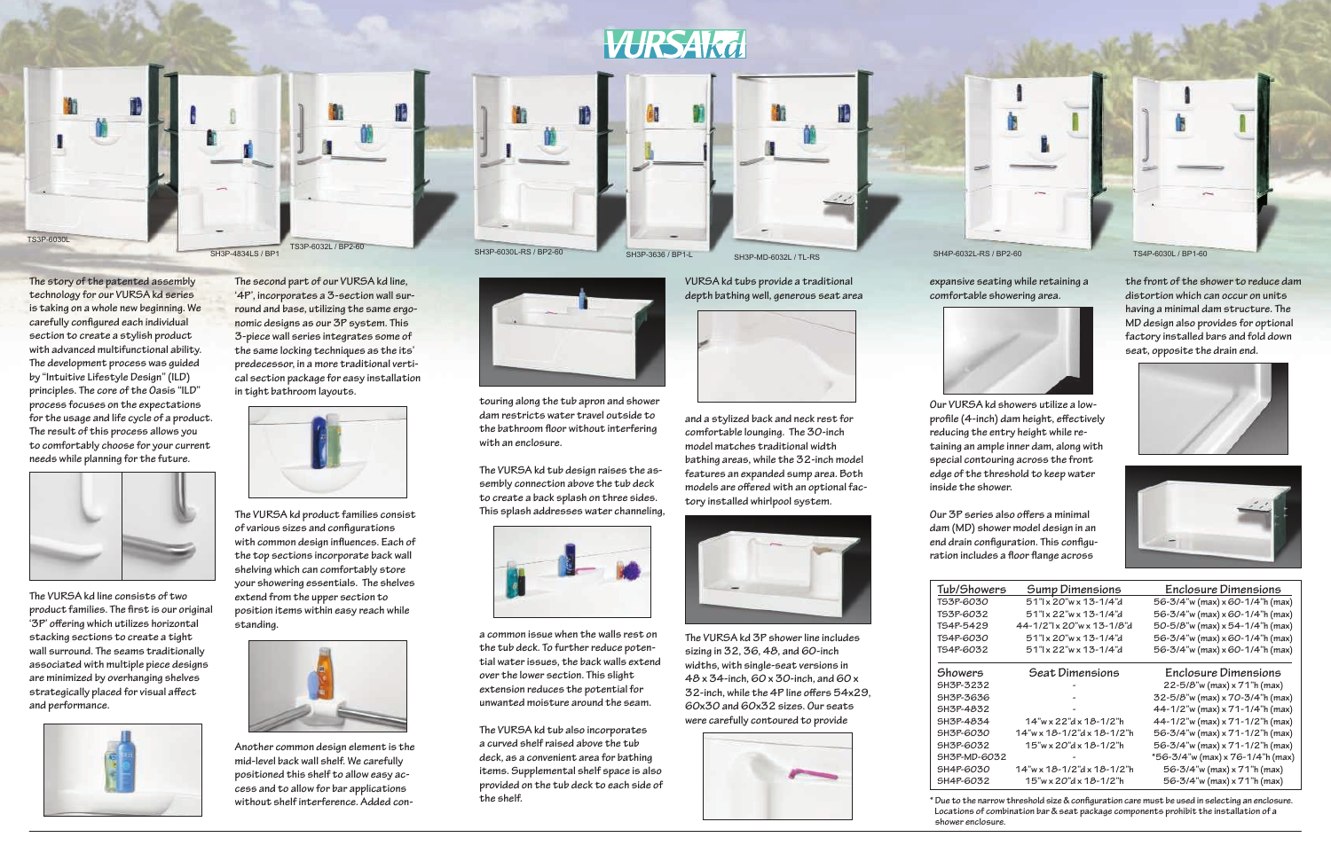# VURSAkd

TS3P-6030L

SH3P-4834LS / BP1

TS3P-6032L / BP2-60

SH3P-6030L-RS / BP2-60

SH3P-3636 / BP1-L

SH3P-MD-6032L / TL-RS

SH4P-6032L-RS / BP2-60

TS4P-6030L / BP1-60

The story of the patented assembly technology for our VURSA kd series is taking on a whole new beginning. We carefully configured each individual section to create a stylish product with advanced multifunctional ability. The development process was guided by "Intuitive Lifestyle Design" (ILD) principles. The core of the Oasis "ILD" process focuses on the expectations for the usage and life cycle of a product. The result of this process allows you to comfortably choose for your current needs while planning for the future.

The VURSA kd line consists of two product families. The first is our original '3P' offering which utilizes horizontal stacking sections to create a tight wall surround. The seams traditionally associated with multiple piece designs are minimized by overhanging shelves strategically placed for visual affect and performance.

The second part of our VURSA kd line, '4P', incorporates a 3-section wall surround and base, utilizing the same ergonomic designs as our 3P system. This 3-piece wall series integrates some of the same locking techniques as the its' predecessor, in a more traditional vertical section package for easy installation in tight bathroom layouts.

The VURSA kd product families consist of various sizes and configurations with common design influences. Each of the top sections incorporate back wall shelving which can comfortably store your showering essentials. The shelves extend from the upper section to position items within easy reach while standing.

Another common design element is the mid-level back wall shelf. We carefully positioned this shelf to allow easy access and to allow for bar applications without shelf interference. Added contouring along the tub apron and shower dam restricts water travel outside to the bathroom floor without interfering with an enclosure.

The VURSA kd tub design raises the assembly connection above the tub deck to create a back splash on three sides. This splash addresses water channeling, a common issue when the walls rest on the tub deck. To further reduce potential water issues, the back walls extend over the lower section. This slight extension reduces the potential for unwanted moisture around the seam.

The VURSA kd tub also incorporates a curved shelf raised above the tub deck, as a convenient area for bathing items. Supplemental shelf space is also provided on the tub deck to each side of the shelf.

VURSA kd tubs provide a traditional depth bathing well, generous seat area and a stylized back and neck rest for comfortable lounging. The 30-inch model matches traditional width bathing areas, while the 32-inch model features an expanded sump area. Both models are offered with an optional factory installed whirlpool system.

The VURSA kd 3P shower line includes sizing in 32, 36, 48, and 60-inch widths, with single-seat versions in 48 x 34-inch, 60 x 30-inch, and 60 x 32-inch, while the 4P line offers 54x29, 60x30 and 60x32 sizes. Our seats were carefully contoured to provide expansive seating while retaining a comfortable showering area.

Our VURSA kd showers utilize a low-profile (4-inch) dam height, effectively reducing the entry height while retaining an ample inner dam, along with special contouring across the front edge of the threshold to keep water inside the shower.

Our 3P series also offers a minimal dam (MD) shower model design in an end drain configuration. This configuration includes a floor flange across the front of the shower to reduce dam distortion which can occur on units having a minimal dam structure. The MD design also provides for optional factory installed bars and fold down seat, opposite the drain end.

| Tub/Showers | Sump Dimensions | Enclosure Dimensions |
|---|---|---|
| TS3P-6030 | 51"l x 20"w x 13-1/4"d | 56-3/4"w (max) x 60-1/4"h (max) |
| TS3P-6032 | 51"l x 22"w x 13-1/4"d | 56-3/4"w (max) x 60-1/4"h (max) |
| TS4P-5429 | 44-1/2"l x 20"w x 13-1/8"d | 50-5/8"w (max) x 54-1/4"h (max) |
| TS4P-6030 | 51"l x 20"w x 13-1/4"d | 56-3/4"w (max) x 60-1/4"h (max) |
| TS4P-6032 | 51"l x 22"w x 13-1/4"d | 56-3/4"w (max) x 60-1/4"h (max) |
| **Showers** | **Seat Dimensions** | **Enclosure Dimensions** |
| SH3P-3232 | - | 22-5/8"w (max) x 71"h (max) |
| SH3P-3636 | - | 32-5/8"w (max) x 70-3/4"h (max) |
| SH3P-4832 | - | 44-1/2"w (max) x 71-1/4"h (max) |
| SH3P-4834 | 14"w x 22"d x 18-1/2"h | 44-1/2"w (max) x 71-1/2"h (max) |
| SH3P-6030 | 14"w x 18-1/2"d x 18-1/2"h | 56-3/4"w (max) x 71-1/2"h (max) |
| SH3P-6032 | 15"w x 20"d x 18-1/2"h | 56-3/4"w (max) x 71-1/2"h (max) |
| SH3P-MD-6032 | - | *56-3/4"w (max) x 76-1/4"h (max) |
| SH4P-6030 | 14"w x 18-1/2"d x 18-1/2"h | 56-3/4"w (max) x 71"h (max) |
| SH4P-6032 | 15"w x 20"d x 18-1/2"h | 56-3/4"w (max) x 71"h (max) |

\* Due to the narrow threshold size & configuration care must be used in selecting an enclosure. Locations of combination bar & seat package components prohibit the installation of a shower enclosure.